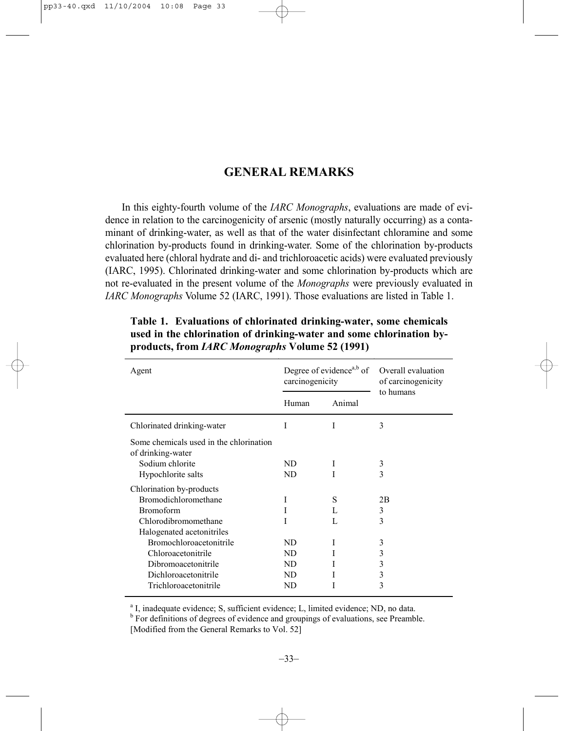# GENERAL REMARKS

In this eighty-fourth volume of the *IARC Monographs*, evaluations are made of evidence in relation to the carcinogenicity of arsenic (mostly naturally occurring) as a contaminant of drinking-water, as well as that of the water disinfectant chloramine and some chlorination by-products found in drinking-water. Some of the chlorination by-products evaluated here (chloral hydrate and di- and trichloroacetic acids) were evaluated previously (IARC, 1995). Chlorinated drinking-water and some chlorination by-products which are not re-evaluated in the present volume of the *Monographs* were previously evaluated in *IARC Monographs* Volume 52 (IARC, 1991). Those evaluations are listed in Table 1.

**Table 1. Evaluations of chlorinated drinking-water, some chemicals used in the chlorination of drinking-water and some chlorination by-products, from *IARC Monographs* Volume 52 (1991)**

| Agent | Degree of evidence[a,b] of carcinogenicity | | Overall evaluation of carcinogenicity to humans |
|---|---|---|---|
| | Human | Animal | |
| Chlorinated drinking-water | I | I | 3 |
| Some chemicals used in the chlorination of drinking-water | | | |
| Sodium chlorite | ND | I | 3 |
| Hypochlorite salts | ND | I | 3 |
| Chlorination by-products | | | |
| Bromodichloromethane | I | S | 2B |
| Bromoform | I | L | 3 |
| Chlorodibromomethane | I | L | 3 |
| Halogenated acetonitriles | | | |
| Bromochloroacetonitrile | ND | I | 3 |
| Chloroacetonitrile | ND | I | 3 |
| Dibromoacetonitrile | ND | I | 3 |
| Dichloroacetonitrile | ND | I | 3 |
| Trichloroacetonitrile | ND | I | 3 |

[a] I, inadequate evidence; S, sufficient evidence; L, limited evidence; ND, no data.
[b] For definitions of degrees of evidence and groupings of evaluations, see Preamble.
[Modified from the General Remarks to Vol. 52]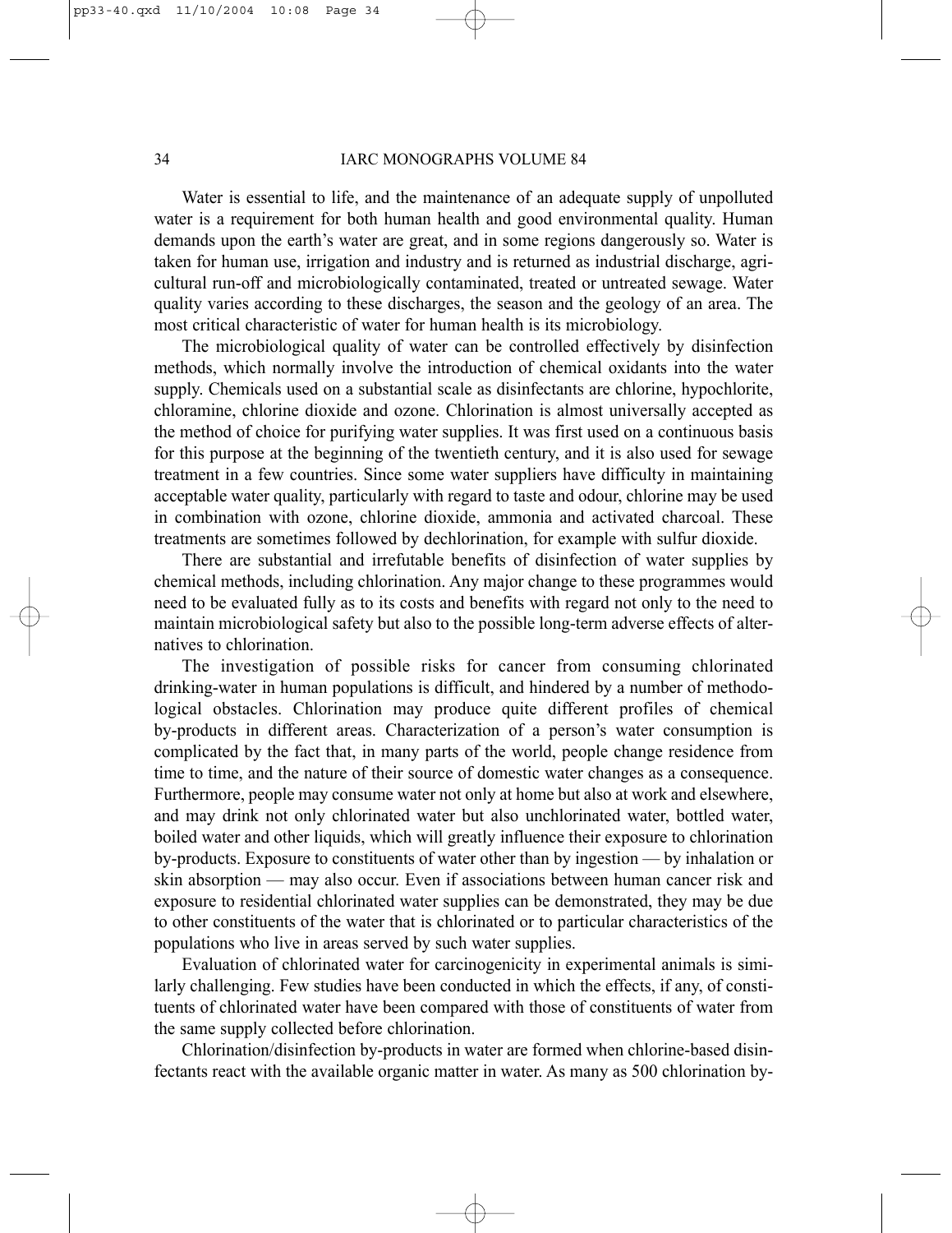Water is essential to life, and the maintenance of an adequate supply of unpolluted water is a requirement for both human health and good environmental quality. Human demands upon the earth's water are great, and in some regions dangerously so. Water is taken for human use, irrigation and industry and is returned as industrial discharge, agricultural run-off and microbiologically contaminated, treated or untreated sewage. Water quality varies according to these discharges, the season and the geology of an area. The most critical characteristic of water for human health is its microbiology.

The microbiological quality of water can be controlled effectively by disinfection methods, which normally involve the introduction of chemical oxidants into the water supply. Chemicals used on a substantial scale as disinfectants are chlorine, hypochlorite, chloramine, chlorine dioxide and ozone. Chlorination is almost universally accepted as the method of choice for purifying water supplies. It was first used on a continuous basis for this purpose at the beginning of the twentieth century, and it is also used for sewage treatment in a few countries. Since some water suppliers have difficulty in maintaining acceptable water quality, particularly with regard to taste and odour, chlorine may be used in combination with ozone, chlorine dioxide, ammonia and activated charcoal. These treatments are sometimes followed by dechlorination, for example with sulfur dioxide.

There are substantial and irrefutable benefits of disinfection of water supplies by chemical methods, including chlorination. Any major change to these programmes would need to be evaluated fully as to its costs and benefits with regard not only to the need to maintain microbiological safety but also to the possible long-term adverse effects of alternatives to chlorination.

The investigation of possible risks for cancer from consuming chlorinated drinking-water in human populations is difficult, and hindered by a number of methodological obstacles. Chlorination may produce quite different profiles of chemical by-products in different areas. Characterization of a person's water consumption is complicated by the fact that, in many parts of the world, people change residence from time to time, and the nature of their source of domestic water changes as a consequence. Furthermore, people may consume water not only at home but also at work and elsewhere, and may drink not only chlorinated water but also unchlorinated water, bottled water, boiled water and other liquids, which will greatly influence their exposure to chlorination by-products. Exposure to constituents of water other than by ingestion — by inhalation or skin absorption — may also occur. Even if associations between human cancer risk and exposure to residential chlorinated water supplies can be demonstrated, they may be due to other constituents of the water that is chlorinated or to particular characteristics of the populations who live in areas served by such water supplies.

Evaluation of chlorinated water for carcinogenicity in experimental animals is similarly challenging. Few studies have been conducted in which the effects, if any, of constituents of chlorinated water have been compared with those of constituents of water from the same supply collected before chlorination.

Chlorination/disinfection by-products in water are formed when chlorine-based disinfectants react with the available organic matter in water. As many as 500 chlorination by-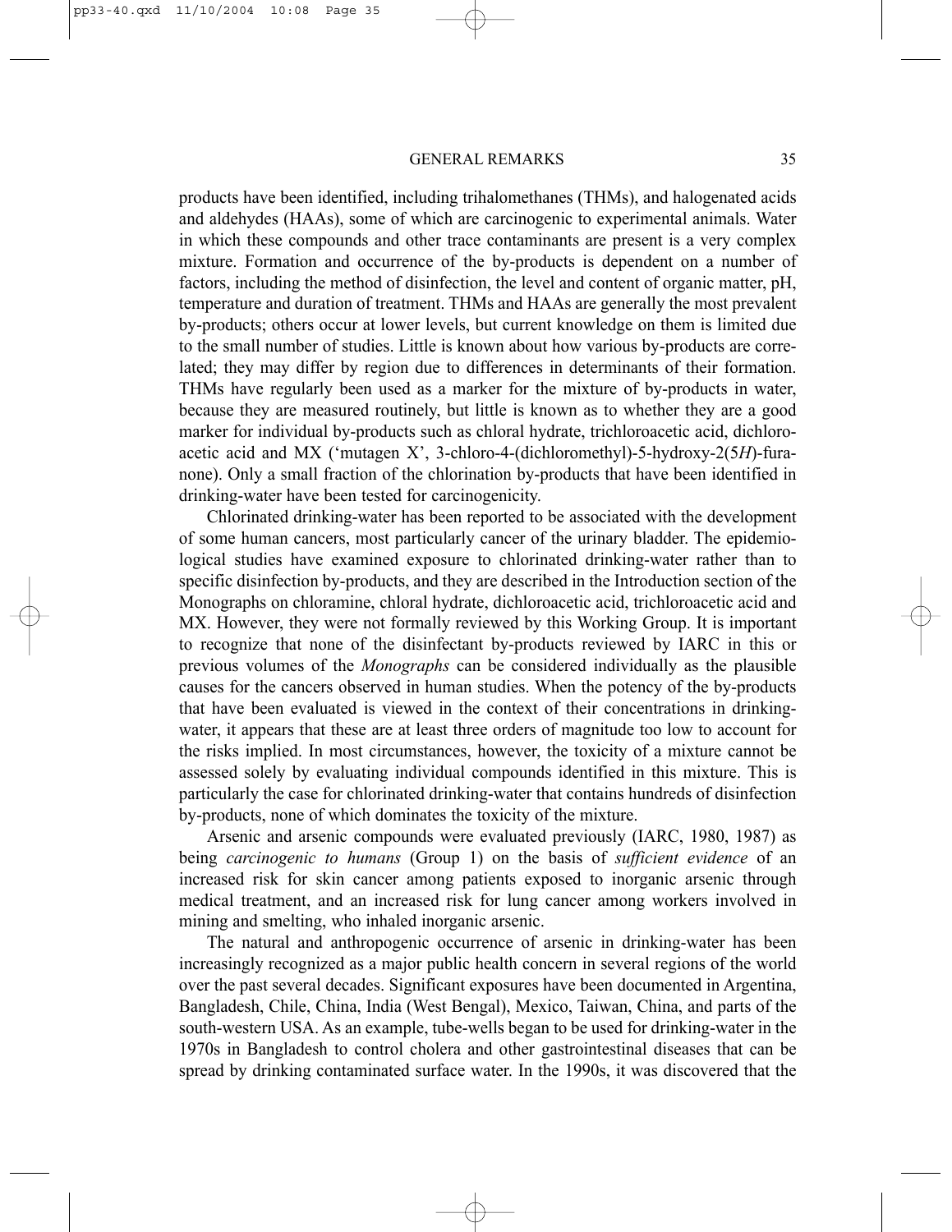products have been identified, including trihalomethanes (THMs), and halogenated acids and aldehydes (HAAs), some of which are carcinogenic to experimental animals. Water in which these compounds and other trace contaminants are present is a very complex mixture. Formation and occurrence of the by-products is dependent on a number of factors, including the method of disinfection, the level and content of organic matter, pH, temperature and duration of treatment. THMs and HAAs are generally the most prevalent by-products; others occur at lower levels, but current knowledge on them is limited due to the small number of studies. Little is known about how various by-products are correlated; they may differ by region due to differences in determinants of their formation. THMs have regularly been used as a marker for the mixture of by-products in water, because they are measured routinely, but little is known as to whether they are a good marker for individual by-products such as chloral hydrate, trichloroacetic acid, dichloroacetic acid and MX ('mutagen X', 3-chloro-4-(dichloromethyl)-5-hydroxy-2(5*H*)-furanone). Only a small fraction of the chlorination by-products that have been identified in drinking-water have been tested for carcinogenicity.

Chlorinated drinking-water has been reported to be associated with the development of some human cancers, most particularly cancer of the urinary bladder. The epidemiological studies have examined exposure to chlorinated drinking-water rather than to specific disinfection by-products, and they are described in the Introduction section of the Monographs on chloramine, chloral hydrate, dichloroacetic acid, trichloroacetic acid and MX. However, they were not formally reviewed by this Working Group. It is important to recognize that none of the disinfectant by-products reviewed by IARC in this or previous volumes of the *Monographs* can be considered individually as the plausible causes for the cancers observed in human studies. When the potency of the by-products that have been evaluated is viewed in the context of their concentrations in drinking-water, it appears that these are at least three orders of magnitude too low to account for the risks implied. In most circumstances, however, the toxicity of a mixture cannot be assessed solely by evaluating individual compounds identified in this mixture. This is particularly the case for chlorinated drinking-water that contains hundreds of disinfection by-products, none of which dominates the toxicity of the mixture.

Arsenic and arsenic compounds were evaluated previously (IARC, 1980, 1987) as being *carcinogenic to humans* (Group 1) on the basis of *sufficient evidence* of an increased risk for skin cancer among patients exposed to inorganic arsenic through medical treatment, and an increased risk for lung cancer among workers involved in mining and smelting, who inhaled inorganic arsenic.

The natural and anthropogenic occurrence of arsenic in drinking-water has been increasingly recognized as a major public health concern in several regions of the world over the past several decades. Significant exposures have been documented in Argentina, Bangladesh, Chile, China, India (West Bengal), Mexico, Taiwan, China, and parts of the south-western USA. As an example, tube-wells began to be used for drinking-water in the 1970s in Bangladesh to control cholera and other gastrointestinal diseases that can be spread by drinking contaminated surface water. In the 1990s, it was discovered that the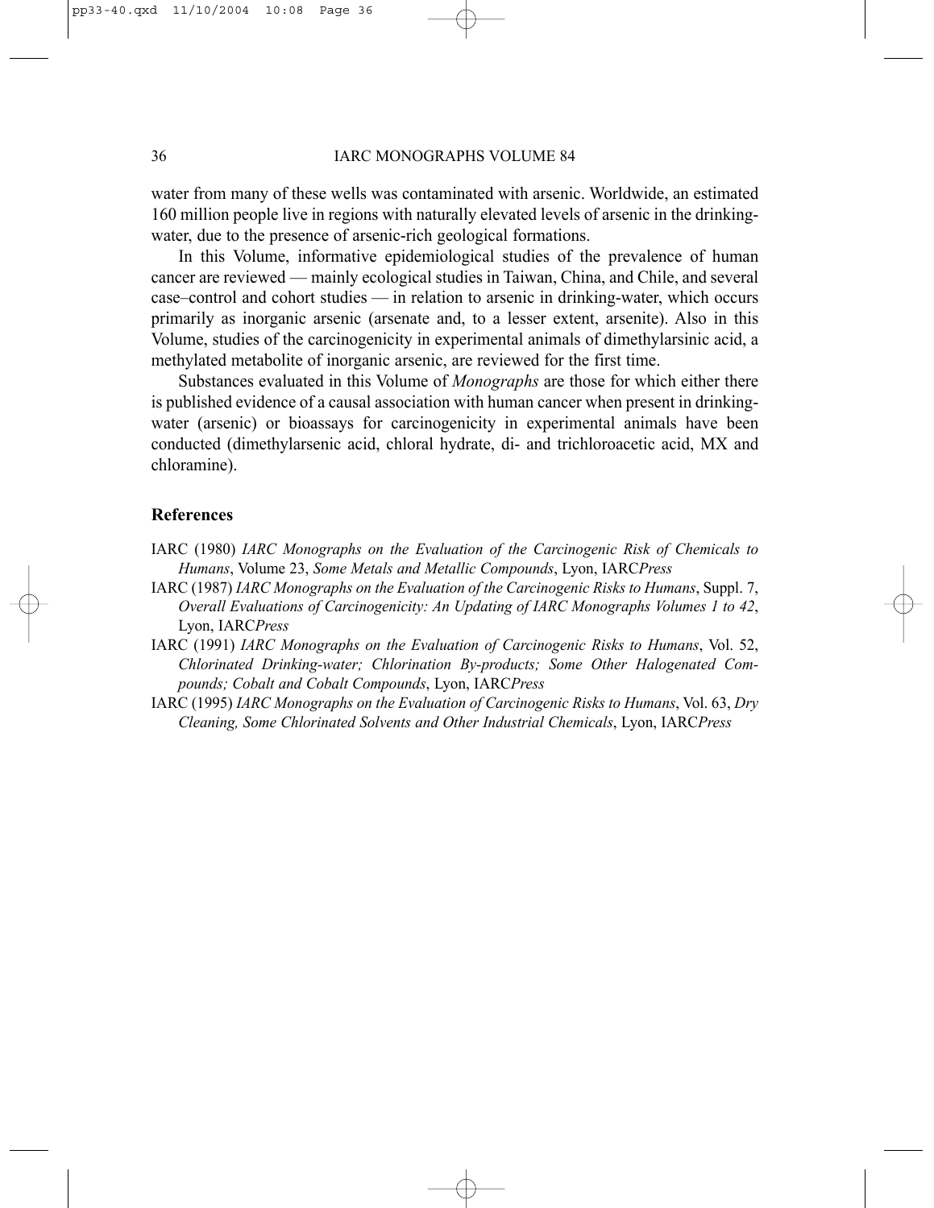water from many of these wells was contaminated with arsenic. Worldwide, an estimated 160 million people live in regions with naturally elevated levels of arsenic in the drinking-water, due to the presence of arsenic-rich geological formations.

In this Volume, informative epidemiological studies of the prevalence of human cancer are reviewed — mainly ecological studies in Taiwan, China, and Chile, and several case–control and cohort studies — in relation to arsenic in drinking-water, which occurs primarily as inorganic arsenic (arsenate and, to a lesser extent, arsenite). Also in this Volume, studies of the carcinogenicity in experimental animals of dimethylarsinic acid, a methylated metabolite of inorganic arsenic, are reviewed for the first time.

Substances evaluated in this Volume of *Monographs* are those for which either there is published evidence of a causal association with human cancer when present in drinking-water (arsenic) or bioassays for carcinogenicity in experimental animals have been conducted (dimethylarsenic acid, chloral hydrate, di- and trichloroacetic acid, MX and chloramine).

## References

IARC (1980) *IARC Monographs on the Evaluation of the Carcinogenic Risk of Chemicals to Humans*, Volume 23, *Some Metals and Metallic Compounds*, Lyon, IARC*Press*

IARC (1987) *IARC Monographs on the Evaluation of the Carcinogenic Risks to Humans*, Suppl. 7, *Overall Evaluations of Carcinogenicity: An Updating of IARC Monographs Volumes 1 to 42*, Lyon, IARC*Press*

IARC (1991) *IARC Monographs on the Evaluation of Carcinogenic Risks to Humans*, Vol. 52, *Chlorinated Drinking-water; Chlorination By-products; Some Other Halogenated Compounds; Cobalt and Cobalt Compounds*, Lyon, IARC*Press*

IARC (1995) *IARC Monographs on the Evaluation of Carcinogenic Risks to Humans*, Vol. 63, *Dry Cleaning, Some Chlorinated Solvents and Other Industrial Chemicals*, Lyon, IARC*Press*